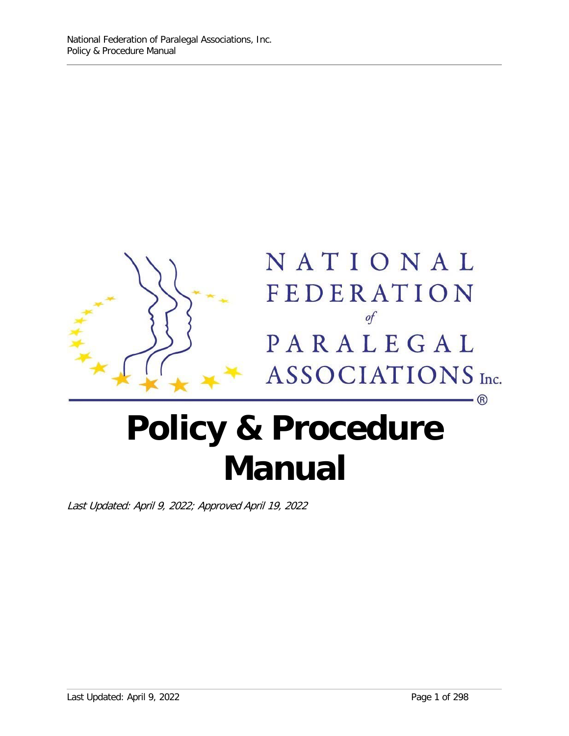NATIONAL FEDERATION of PARALEGAL ASSOCIATIONS Inc.®

# Policy & Procedure Manual

*Last Updated: April 9, 2022; Approved April 19, 2022*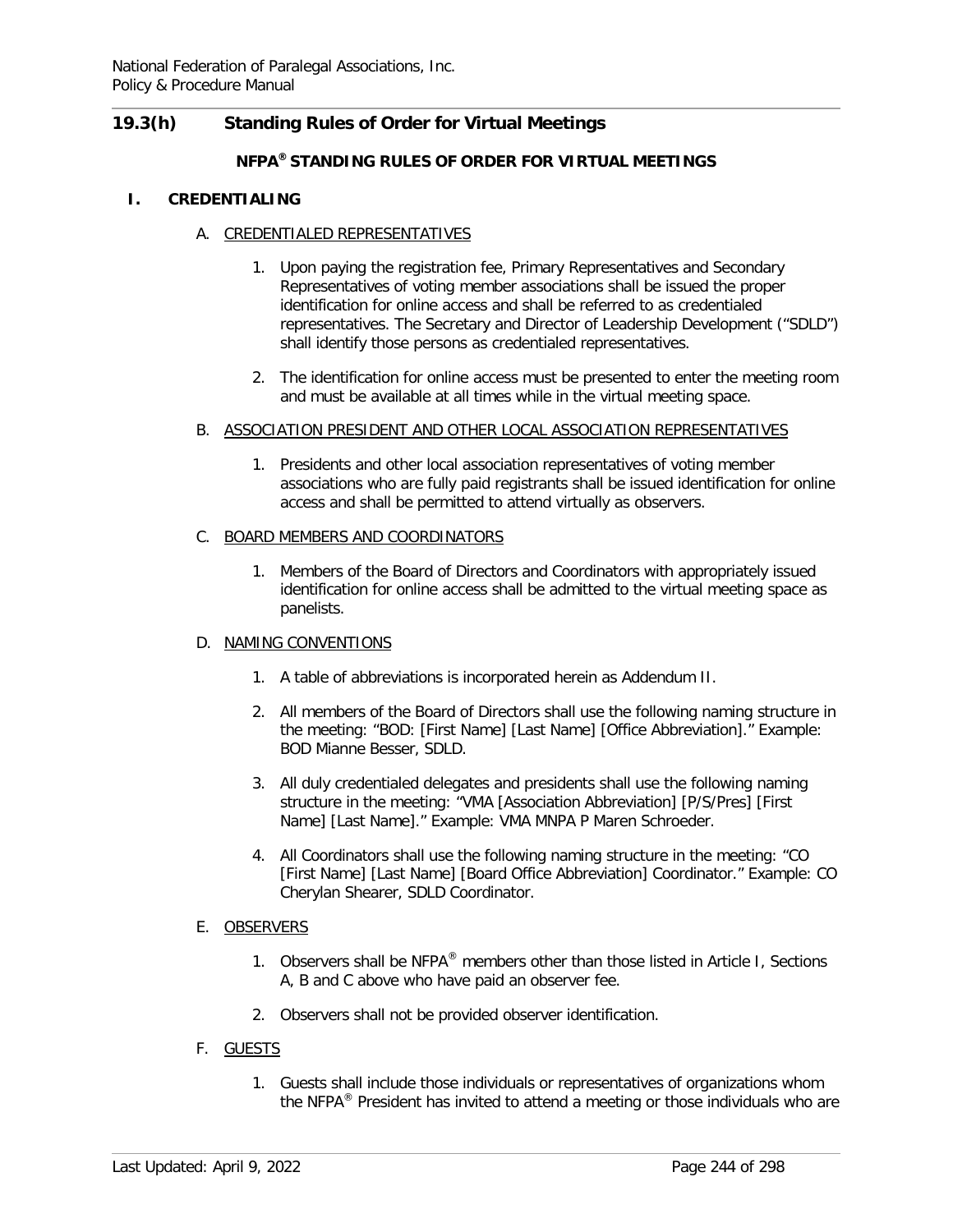## 19.3(h) Standing Rules of Order for Virtual Meetings

### NFPA® STANDING RULES OF ORDER FOR VIRTUAL MEETINGS

#### I. CREDENTIALING

A. CREDENTIALED REPRESENTATIVES

1. Upon paying the registration fee, Primary Representatives and Secondary Representatives of voting member associations shall be issued the proper identification for online access and shall be referred to as credentialed representatives. The Secretary and Director of Leadership Development ("SDLD") shall identify those persons as credentialed representatives.

2. The identification for online access must be presented to enter the meeting room and must be available at all times while in the virtual meeting space.

B. ASSOCIATION PRESIDENT AND OTHER LOCAL ASSOCIATION REPRESENTATIVES

1. Presidents and other local association representatives of voting member associations who are fully paid registrants shall be issued identification for online access and shall be permitted to attend virtually as observers.

C. BOARD MEMBERS AND COORDINATORS

1. Members of the Board of Directors and Coordinators with appropriately issued identification for online access shall be admitted to the virtual meeting space as panelists.

D. NAMING CONVENTIONS

1. A table of abbreviations is incorporated herein as Addendum II.

2. All members of the Board of Directors shall use the following naming structure in the meeting: "BOD: [First Name] [Last Name] [Office Abbreviation]." Example: BOD Mianne Besser, SDLD.

3. All duly credentialed delegates and presidents shall use the following naming structure in the meeting: "VMA [Association Abbreviation] [P/S/Pres] [First Name] [Last Name]." Example: VMA MNPA P Maren Schroeder.

4. All Coordinators shall use the following naming structure in the meeting: "CO [First Name] [Last Name] [Board Office Abbreviation] Coordinator." Example: CO Cherylan Shearer, SDLD Coordinator.

E. OBSERVERS

1. Observers shall be NFPA® members other than those listed in Article I, Sections A, B and C above who have paid an observer fee.

2. Observers shall not be provided observer identification.

F. GUESTS

1. Guests shall include those individuals or representatives of organizations whom the NFPA® President has invited to attend a meeting or those individuals who are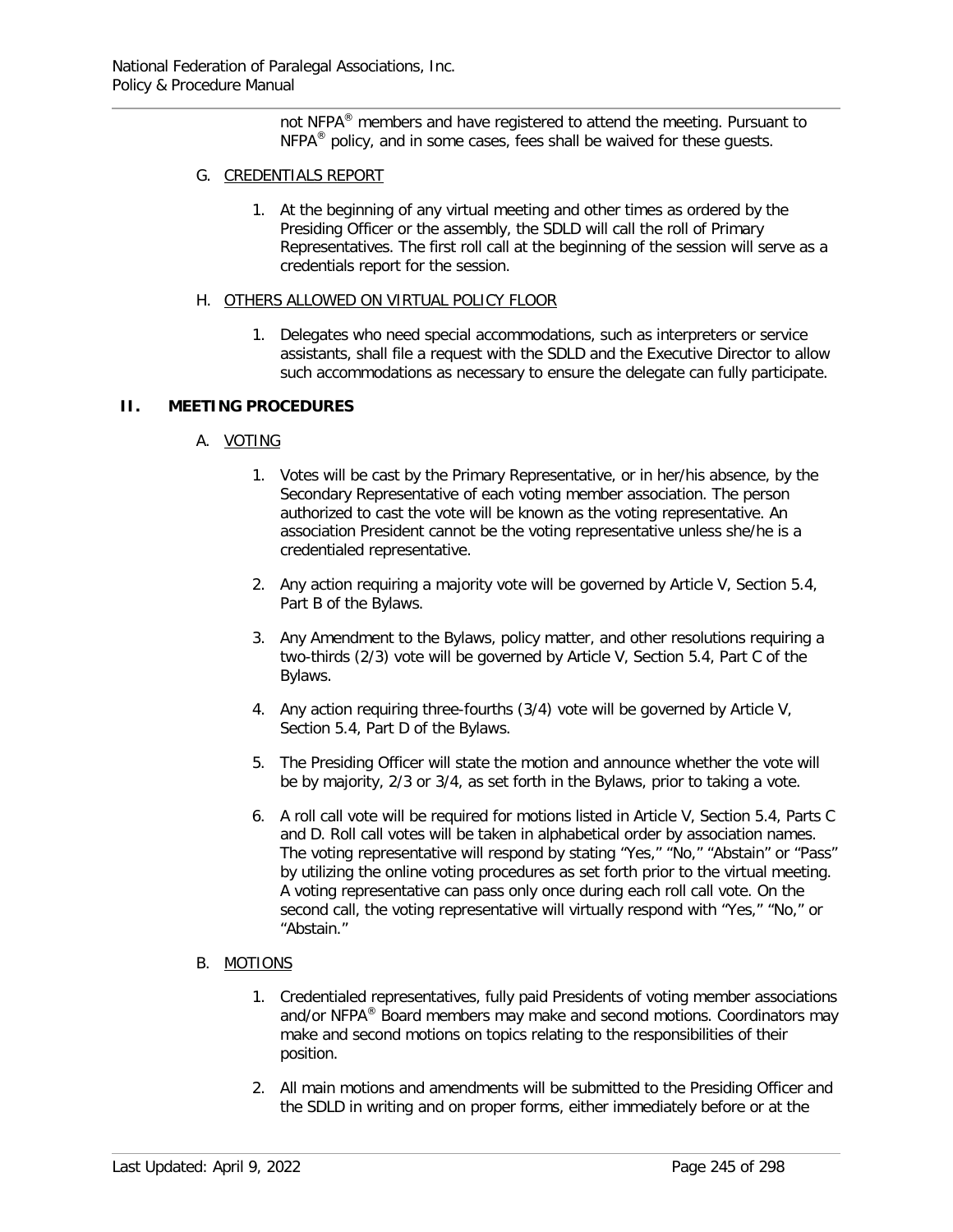not NFPA® members and have registered to attend the meeting. Pursuant to NFPA® policy, and in some cases, fees shall be waived for these guests.

G. CREDENTIALS REPORT

1. At the beginning of any virtual meeting and other times as ordered by the Presiding Officer or the assembly, the SDLD will call the roll of Primary Representatives. The first roll call at the beginning of the session will serve as a credentials report for the session.

H. OTHERS ALLOWED ON VIRTUAL POLICY FLOOR

1. Delegates who need special accommodations, such as interpreters or service assistants, shall file a request with the SDLD and the Executive Director to allow such accommodations as necessary to ensure the delegate can fully participate.

## II. MEETING PROCEDURES

A. VOTING

1. Votes will be cast by the Primary Representative, or in her/his absence, by the Secondary Representative of each voting member association. The person authorized to cast the vote will be known as the voting representative. An association President cannot be the voting representative unless she/he is a credentialed representative.

2. Any action requiring a majority vote will be governed by Article V, Section 5.4, Part B of the Bylaws.

3. Any Amendment to the Bylaws, policy matter, and other resolutions requiring a two-thirds (2/3) vote will be governed by Article V, Section 5.4, Part C of the Bylaws.

4. Any action requiring three-fourths (3/4) vote will be governed by Article V, Section 5.4, Part D of the Bylaws.

5. The Presiding Officer will state the motion and announce whether the vote will be by majority, 2/3 or 3/4, as set forth in the Bylaws, prior to taking a vote.

6. A roll call vote will be required for motions listed in Article V, Section 5.4, Parts C and D. Roll call votes will be taken in alphabetical order by association names. The voting representative will respond by stating "Yes," "No," "Abstain" or "Pass" by utilizing the online voting procedures as set forth prior to the virtual meeting. A voting representative can pass only once during each roll call vote. On the second call, the voting representative will virtually respond with "Yes," "No," or "Abstain."

B. MOTIONS

1. Credentialed representatives, fully paid Presidents of voting member associations and/or NFPA® Board members may make and second motions. Coordinators may make and second motions on topics relating to the responsibilities of their position.

2. All main motions and amendments will be submitted to the Presiding Officer and the SDLD in writing and on proper forms, either immediately before or at the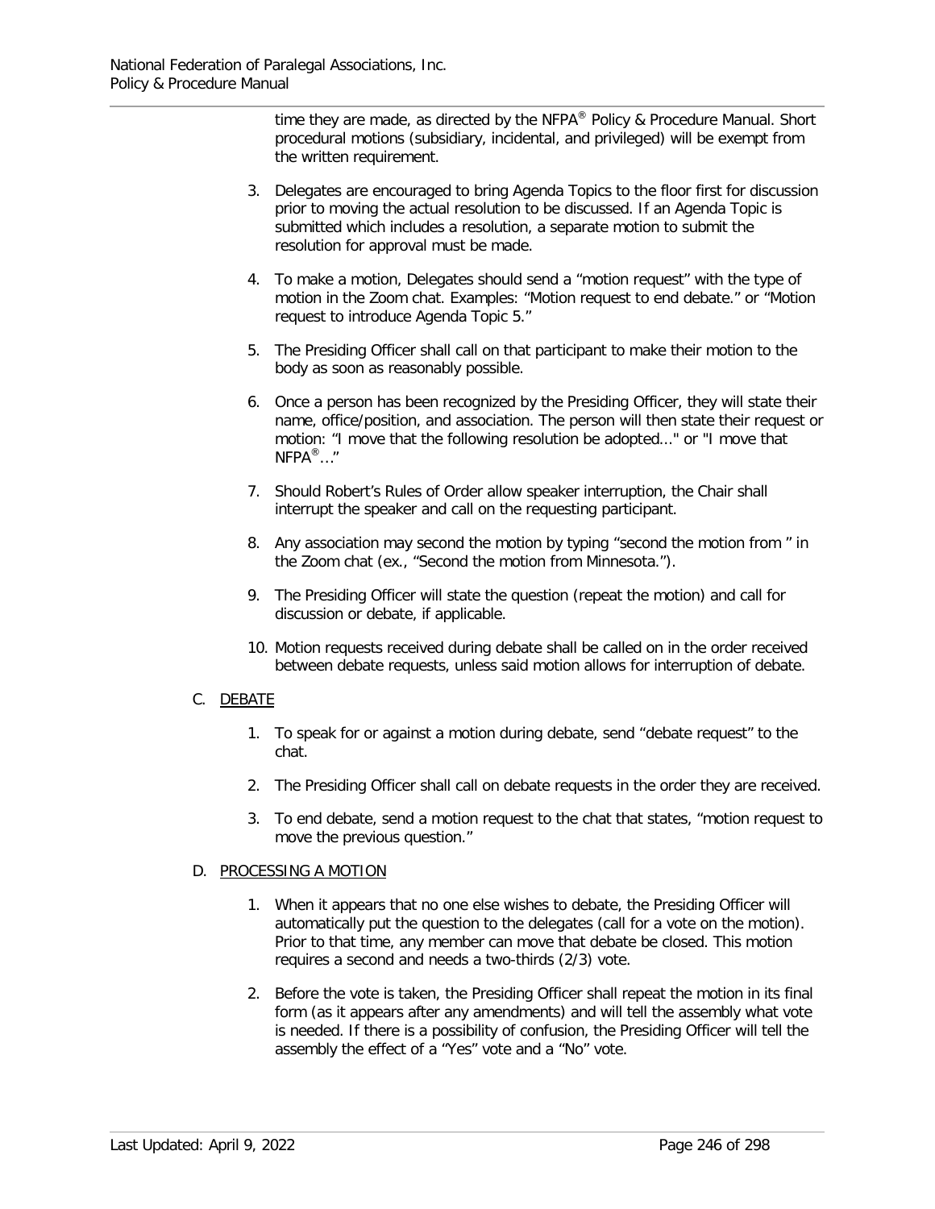time they are made, as directed by the NFPA® Policy & Procedure Manual. Short procedural motions (subsidiary, incidental, and privileged) will be exempt from the written requirement.

3. Delegates are encouraged to bring Agenda Topics to the floor first for discussion prior to moving the actual resolution to be discussed. If an Agenda Topic is submitted which includes a resolution, a separate motion to submit the resolution for approval must be made.

4. To make a motion, Delegates should send a "motion request" with the type of motion in the Zoom chat. Examples: "Motion request to end debate." or "Motion request to introduce Agenda Topic 5."

5. The Presiding Officer shall call on that participant to make their motion to the body as soon as reasonably possible.

6. Once a person has been recognized by the Presiding Officer, they will state their name, office/position, and association. The person will then state their request or motion: "I move that the following resolution be adopted..." or "I move that NFPA®..."

7. Should Robert's Rules of Order allow speaker interruption, the Chair shall interrupt the speaker and call on the requesting participant.

8. Any association may second the motion by typing "second the motion from " in the Zoom chat (ex., "Second the motion from Minnesota.").

9. The Presiding Officer will state the question (repeat the motion) and call for discussion or debate, if applicable.

10. Motion requests received during debate shall be called on in the order received between debate requests, unless said motion allows for interruption of debate.

C. <u>DEBATE</u>

1. To speak for or against a motion during debate, send "debate request" to the chat.

2. The Presiding Officer shall call on debate requests in the order they are received.

3. To end debate, send a motion request to the chat that states, "motion request to move the previous question."

D. <u>PROCESSING A MOTION</u>

1. When it appears that no one else wishes to debate, the Presiding Officer will automatically put the question to the delegates (call for a vote on the motion). Prior to that time, any member can move that debate be closed. This motion requires a second and needs a two-thirds (2/3) vote.

2. Before the vote is taken, the Presiding Officer shall repeat the motion in its final form (as it appears after any amendments) and will tell the assembly what vote is needed. If there is a possibility of confusion, the Presiding Officer will tell the assembly the effect of a "Yes" vote and a "No" vote.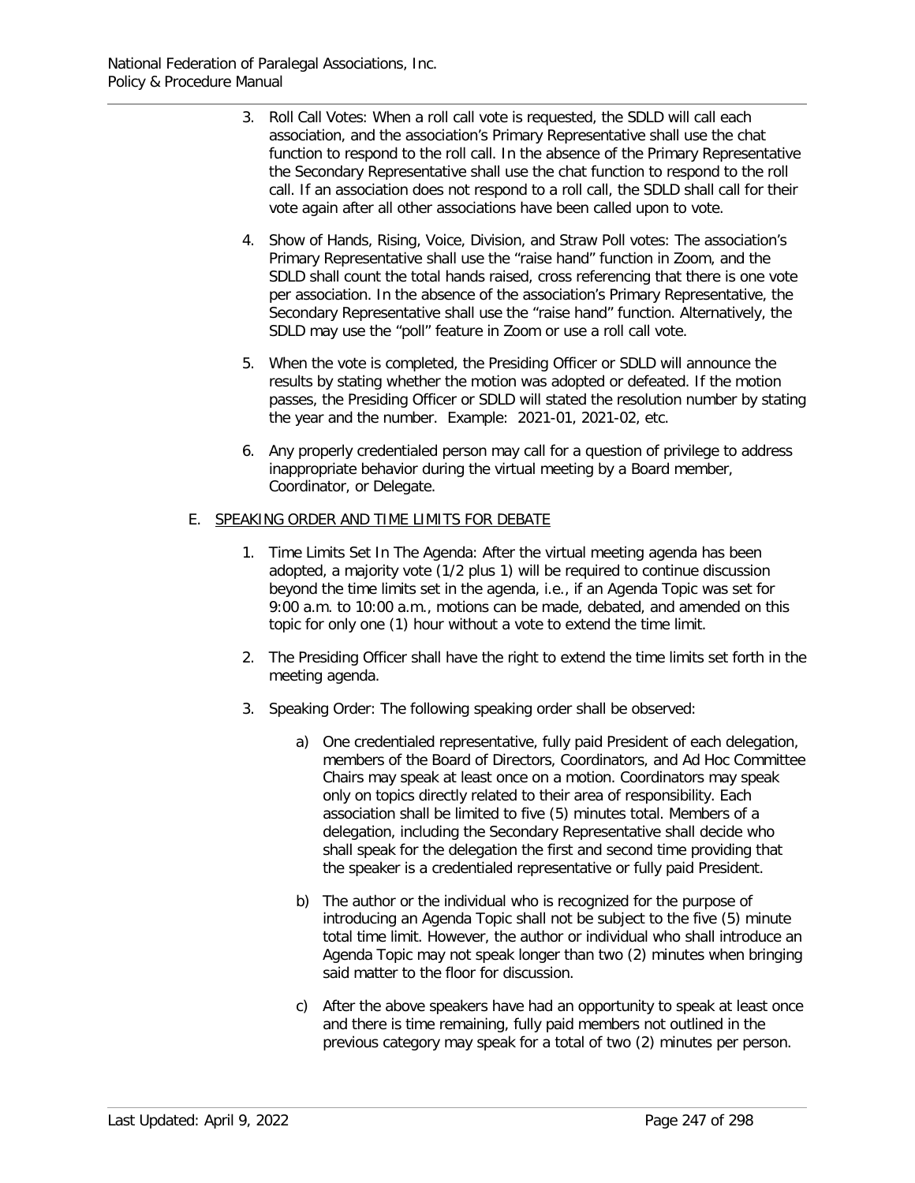3. Roll Call Votes: When a roll call vote is requested, the SDLD will call each association, and the association's Primary Representative shall use the chat function to respond to the roll call. In the absence of the Primary Representative the Secondary Representative shall use the chat function to respond to the roll call. If an association does not respond to a roll call, the SDLD shall call for their vote again after all other associations have been called upon to vote.

4. Show of Hands, Rising, Voice, Division, and Straw Poll votes: The association's Primary Representative shall use the "raise hand" function in Zoom, and the SDLD shall count the total hands raised, cross referencing that there is one vote per association. In the absence of the association's Primary Representative, the Secondary Representative shall use the "raise hand" function. Alternatively, the SDLD may use the "poll" feature in Zoom or use a roll call vote.

5. When the vote is completed, the Presiding Officer or SDLD will announce the results by stating whether the motion was adopted or defeated. If the motion passes, the Presiding Officer or SDLD will stated the resolution number by stating the year and the number. Example: 2021-01, 2021-02, etc.

6. Any properly credentialed person may call for a question of privilege to address inappropriate behavior during the virtual meeting by a Board member, Coordinator, or Delegate.

E. SPEAKING ORDER AND TIME LIMITS FOR DEBATE

1. Time Limits Set In The Agenda: After the virtual meeting agenda has been adopted, a majority vote (1/2 plus 1) will be required to continue discussion beyond the time limits set in the agenda, i.e., if an Agenda Topic was set for 9:00 a.m. to 10:00 a.m., motions can be made, debated, and amended on this topic for only one (1) hour without a vote to extend the time limit.

2. The Presiding Officer shall have the right to extend the time limits set forth in the meeting agenda.

3. Speaking Order: The following speaking order shall be observed:

   a) One credentialed representative, fully paid President of each delegation, members of the Board of Directors, Coordinators, and Ad Hoc Committee Chairs may speak at least once on a motion. Coordinators may speak only on topics directly related to their area of responsibility. Each association shall be limited to five (5) minutes total. Members of a delegation, including the Secondary Representative shall decide who shall speak for the delegation the first and second time providing that the speaker is a credentialed representative or fully paid President.

   b) The author or the individual who is recognized for the purpose of introducing an Agenda Topic shall not be subject to the five (5) minute total time limit. However, the author or individual who shall introduce an Agenda Topic may not speak longer than two (2) minutes when bringing said matter to the floor for discussion.

   c) After the above speakers have had an opportunity to speak at least once and there is time remaining, fully paid members not outlined in the previous category may speak for a total of two (2) minutes per person.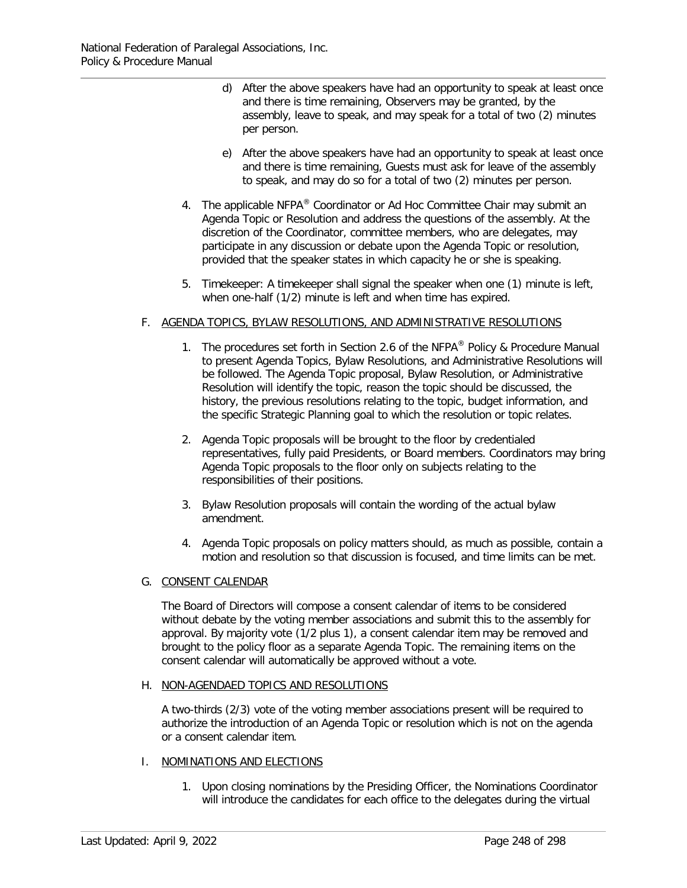d) After the above speakers have had an opportunity to speak at least once and there is time remaining, Observers may be granted, by the assembly, leave to speak, and may speak for a total of two (2) minutes per person.

e) After the above speakers have had an opportunity to speak at least once and there is time remaining, Guests must ask for leave of the assembly to speak, and may do so for a total of two (2) minutes per person.

4. The applicable NFPA® Coordinator or Ad Hoc Committee Chair may submit an Agenda Topic or Resolution and address the questions of the assembly. At the discretion of the Coordinator, committee members, who are delegates, may participate in any discussion or debate upon the Agenda Topic or resolution, provided that the speaker states in which capacity he or she is speaking.

5. Timekeeper: A timekeeper shall signal the speaker when one (1) minute is left, when one-half (1/2) minute is left and when time has expired.

F. AGENDA TOPICS, BYLAW RESOLUTIONS, AND ADMINISTRATIVE RESOLUTIONS

1. The procedures set forth in Section 2.6 of the NFPA® Policy & Procedure Manual to present Agenda Topics, Bylaw Resolutions, and Administrative Resolutions will be followed. The Agenda Topic proposal, Bylaw Resolution, or Administrative Resolution will identify the topic, reason the topic should be discussed, the history, the previous resolutions relating to the topic, budget information, and the specific Strategic Planning goal to which the resolution or topic relates.

2. Agenda Topic proposals will be brought to the floor by credentialed representatives, fully paid Presidents, or Board members. Coordinators may bring Agenda Topic proposals to the floor only on subjects relating to the responsibilities of their positions.

3. Bylaw Resolution proposals will contain the wording of the actual bylaw amendment.

4. Agenda Topic proposals on policy matters should, as much as possible, contain a motion and resolution so that discussion is focused, and time limits can be met.

G. CONSENT CALENDAR

The Board of Directors will compose a consent calendar of items to be considered without debate by the voting member associations and submit this to the assembly for approval. By majority vote (1/2 plus 1), a consent calendar item may be removed and brought to the policy floor as a separate Agenda Topic. The remaining items on the consent calendar will automatically be approved without a vote.

H. NON-AGENDAED TOPICS AND RESOLUTIONS

A two-thirds (2/3) vote of the voting member associations present will be required to authorize the introduction of an Agenda Topic or resolution which is not on the agenda or a consent calendar item.

I. NOMINATIONS AND ELECTIONS

1. Upon closing nominations by the Presiding Officer, the Nominations Coordinator will introduce the candidates for each office to the delegates during the virtual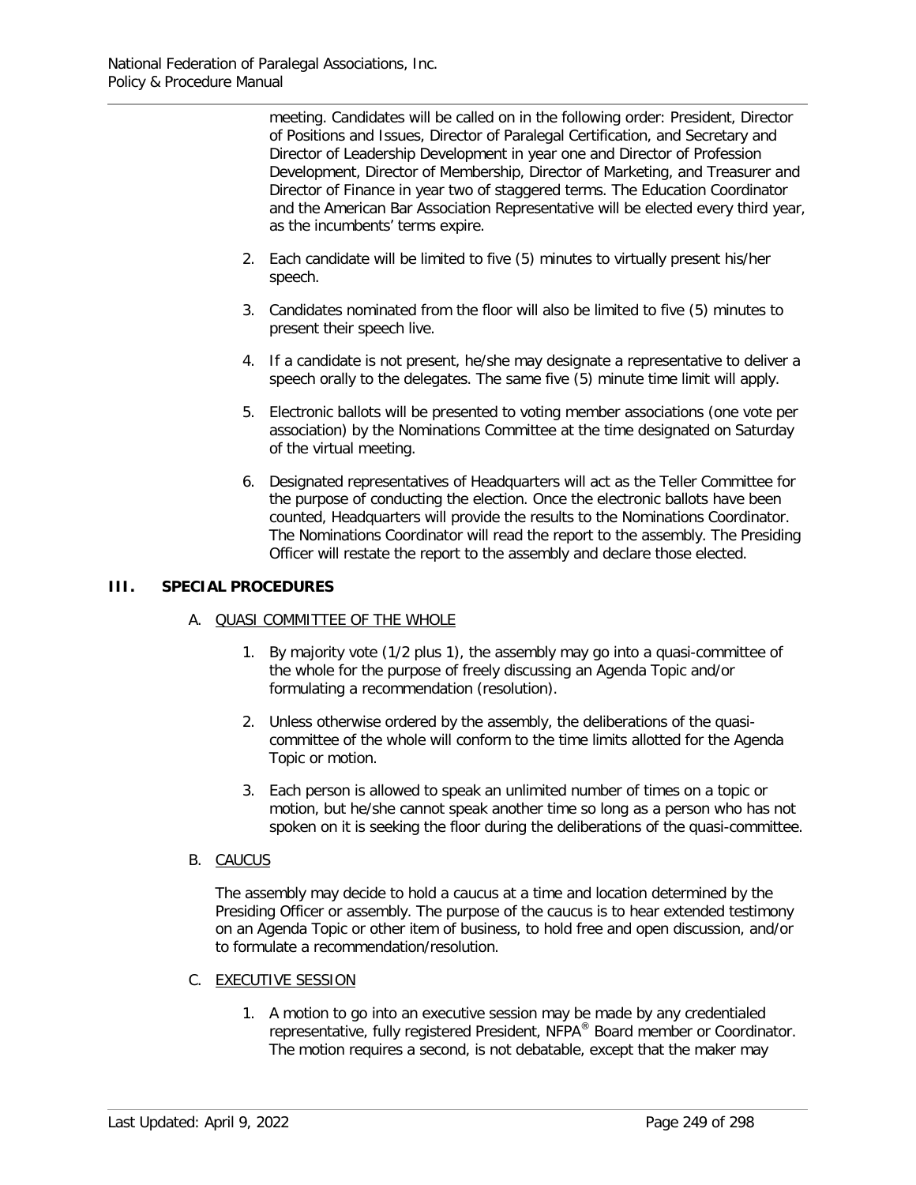meeting. Candidates will be called on in the following order: President, Director of Positions and Issues, Director of Paralegal Certification, and Secretary and Director of Leadership Development in year one and Director of Profession Development, Director of Membership, Director of Marketing, and Treasurer and Director of Finance in year two of staggered terms. The Education Coordinator and the American Bar Association Representative will be elected every third year, as the incumbents' terms expire.

2. Each candidate will be limited to five (5) minutes to virtually present his/her speech.

3. Candidates nominated from the floor will also be limited to five (5) minutes to present their speech live.

4. If a candidate is not present, he/she may designate a representative to deliver a speech orally to the delegates. The same five (5) minute time limit will apply.

5. Electronic ballots will be presented to voting member associations (one vote per association) by the Nominations Committee at the time designated on Saturday of the virtual meeting.

6. Designated representatives of Headquarters will act as the Teller Committee for the purpose of conducting the election. Once the electronic ballots have been counted, Headquarters will provide the results to the Nominations Coordinator. The Nominations Coordinator will read the report to the assembly. The Presiding Officer will restate the report to the assembly and declare those elected.

## III. SPECIAL PROCEDURES

### A. QUASI COMMITTEE OF THE WHOLE

1. By majority vote (1/2 plus 1), the assembly may go into a quasi-committee of the whole for the purpose of freely discussing an Agenda Topic and/or formulating a recommendation (resolution).

2. Unless otherwise ordered by the assembly, the deliberations of the quasi-committee of the whole will conform to the time limits allotted for the Agenda Topic or motion.

3. Each person is allowed to speak an unlimited number of times on a topic or motion, but he/she cannot speak another time so long as a person who has not spoken on it is seeking the floor during the deliberations of the quasi-committee.

### B. CAUCUS

The assembly may decide to hold a caucus at a time and location determined by the Presiding Officer or assembly. The purpose of the caucus is to hear extended testimony on an Agenda Topic or other item of business, to hold free and open discussion, and/or to formulate a recommendation/resolution.

### C. EXECUTIVE SESSION

1. A motion to go into an executive session may be made by any credentialed representative, fully registered President, NFPA® Board member or Coordinator. The motion requires a second, is not debatable, except that the maker may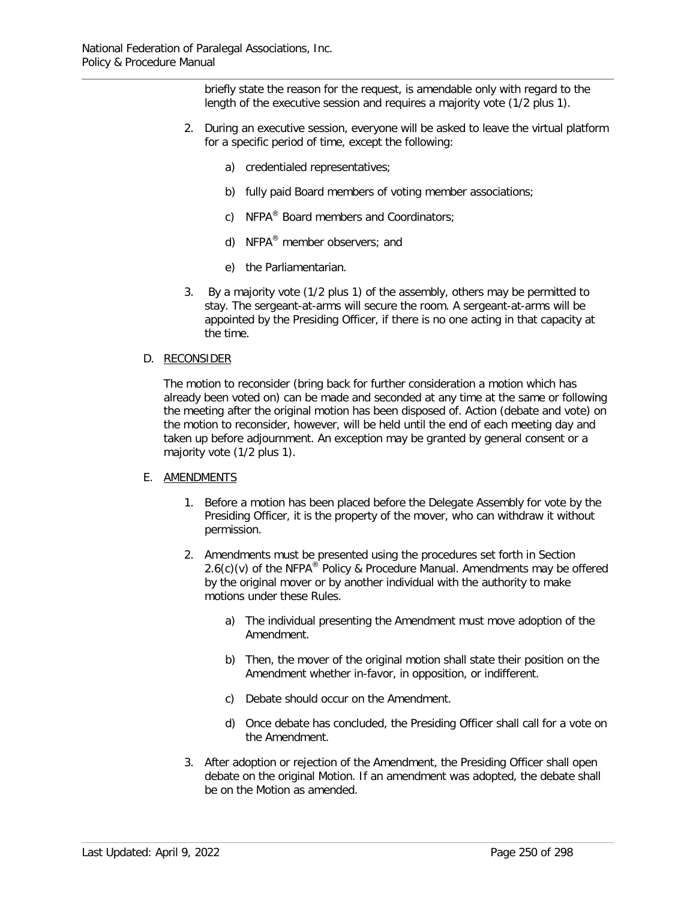briefly state the reason for the request, is amendable only with regard to the length of the executive session and requires a majority vote (1/2 plus 1).

2. During an executive session, everyone will be asked to leave the virtual platform for a specific period of time, except the following:

    a) credentialed representatives;

    b) fully paid Board members of voting member associations;

    c) NFPA® Board members and Coordinators;

    d) NFPA® member observers; and

    e) the Parliamentarian.

3. By a majority vote (1/2 plus 1) of the assembly, others may be permitted to stay. The sergeant-at-arms will secure the room. A sergeant-at-arms will be appointed by the Presiding Officer, if there is no one acting in that capacity at the time.

D. <u>RECONSIDER</u>

The motion to reconsider (bring back for further consideration a motion which has already been voted on) can be made and seconded at any time at the same or following the meeting after the original motion has been disposed of. Action (debate and vote) on the motion to reconsider, however, will be held until the end of each meeting day and taken up before adjournment. An exception may be granted by general consent or a majority vote (1/2 plus 1).

E. <u>AMENDMENTS</u>

1. Before a motion has been placed before the Delegate Assembly for vote by the Presiding Officer, it is the property of the mover, who can withdraw it without permission.

2. Amendments must be presented using the procedures set forth in Section 2.6(c)(v) of the NFPA® Policy & Procedure Manual. Amendments may be offered by the original mover or by another individual with the authority to make motions under these Rules.

    a) The individual presenting the Amendment must move adoption of the Amendment.

    b) Then, the mover of the original motion shall state their position on the Amendment whether in-favor, in opposition, or indifferent.

    c) Debate should occur on the Amendment.

    d) Once debate has concluded, the Presiding Officer shall call for a vote on the Amendment.

3. After adoption or rejection of the Amendment, the Presiding Officer shall open debate on the original Motion. If an amendment was adopted, the debate shall be on the Motion as amended.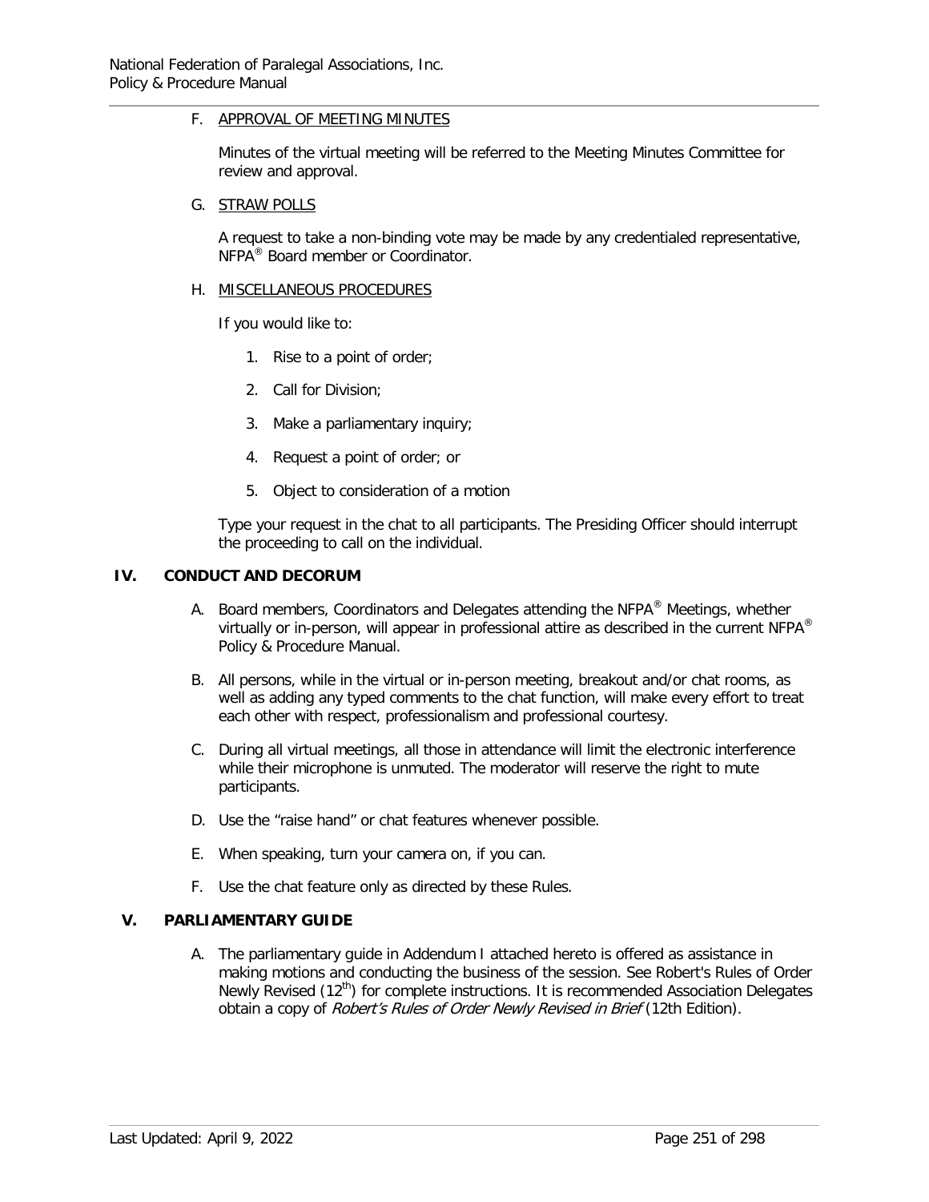F. APPROVAL OF MEETING MINUTES

Minutes of the virtual meeting will be referred to the Meeting Minutes Committee for review and approval.

G. STRAW POLLS

A request to take a non-binding vote may be made by any credentialed representative, NFPA® Board member or Coordinator.

H. MISCELLANEOUS PROCEDURES

If you would like to:

1. Rise to a point of order;
2. Call for Division;
3. Make a parliamentary inquiry;
4. Request a point of order; or
5. Object to consideration of a motion

Type your request in the chat to all participants. The Presiding Officer should interrupt the proceeding to call on the individual.

## IV. CONDUCT AND DECORUM

A. Board members, Coordinators and Delegates attending the NFPA® Meetings, whether virtually or in-person, will appear in professional attire as described in the current NFPA® Policy & Procedure Manual.

B. All persons, while in the virtual or in-person meeting, breakout and/or chat rooms, as well as adding any typed comments to the chat function, will make every effort to treat each other with respect, professionalism and professional courtesy.

C. During all virtual meetings, all those in attendance will limit the electronic interference while their microphone is unmuted. The moderator will reserve the right to mute participants.

D. Use the "raise hand" or chat features whenever possible.

E. When speaking, turn your camera on, if you can.

F. Use the chat feature only as directed by these Rules.

## V. PARLIAMENTARY GUIDE

A. The parliamentary guide in Addendum I attached hereto is offered as assistance in making motions and conducting the business of the session. See Robert's Rules of Order Newly Revised (12th) for complete instructions. It is recommended Association Delegates obtain a copy of *Robert's Rules of Order Newly Revised in Brief* (12th Edition).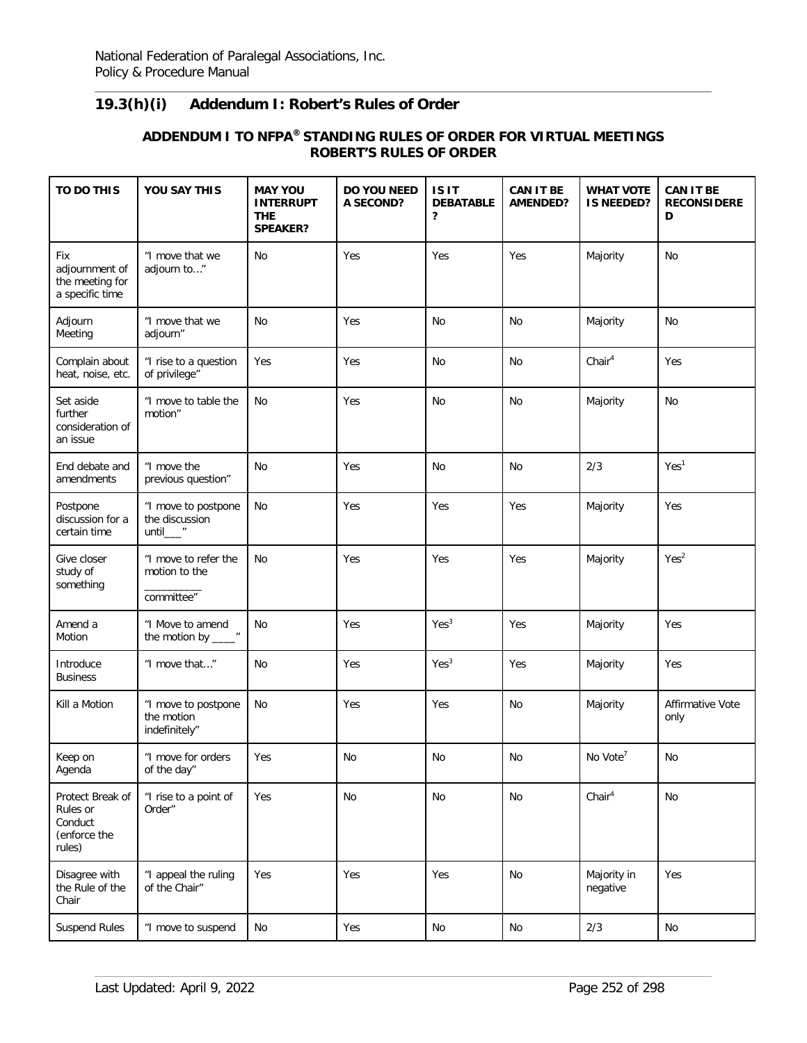## 19.3(h)(i) Addendum I: Robert's Rules of Order

### ADDENDUM I TO NFPA® STANDING RULES OF ORDER FOR VIRTUAL MEETINGS ROBERT'S RULES OF ORDER

| TO DO THIS | YOU SAY THIS | MAY YOU INTERRUPT THE SPEAKER? | DO YOU NEED A SECOND? | IS IT DEBATABLE? | CAN IT BE AMENDED? | WHAT VOTE IS NEEDED? | CAN IT BE RECONSIDERED |
|---|---|---|---|---|---|---|---|
| Fix adjournment of the meeting for a specific time | "I move that we adjourn to…" | No | Yes | Yes | Yes | Majority | No |
| Adjourn Meeting | "I move that we adjourn" | No | Yes | No | No | Majority | No |
| Complain about heat, noise, etc. | "I rise to a question of privilege" | Yes | Yes | No | No | Chair[4] | Yes |
| Set aside further consideration of an issue | "I move to table the motion" | No | Yes | No | No | Majority | No |
| End debate and amendments | "I move the previous question" | No | Yes | No | No | 2/3 | Yes[1] |
| Postpone discussion for a certain time | "I move to postpone the discussion until___" | No | Yes | Yes | Yes | Majority | Yes |
| Give closer study of something | "I move to refer the motion to the __________ committee" | No | Yes | Yes | Yes | Majority | Yes[2] |
| Amend a Motion | "I Move to amend the motion by ____" | No | Yes | Yes[3] | Yes | Majority | Yes |
| Introduce Business | "I move that…" | No | Yes | Yes[3] | Yes | Majority | Yes |
| Kill a Motion | "I move to postpone the motion indefinitely" | No | Yes | Yes | No | Majority | Affirmative Vote only |
| Keep on Agenda | "I move for orders of the day" | Yes | No | No | No | No Vote[7] | No |
| Protect Break of Rules or Conduct (enforce the rules) | "I rise to a point of Order" | Yes | No | No | No | Chair[4] | No |
| Disagree with the Rule of the Chair | "I appeal the ruling of the Chair" | Yes | Yes | Yes | No | Majority in negative | Yes |
| Suspend Rules | "I move to suspend | No | Yes | No | No | 2/3 | No |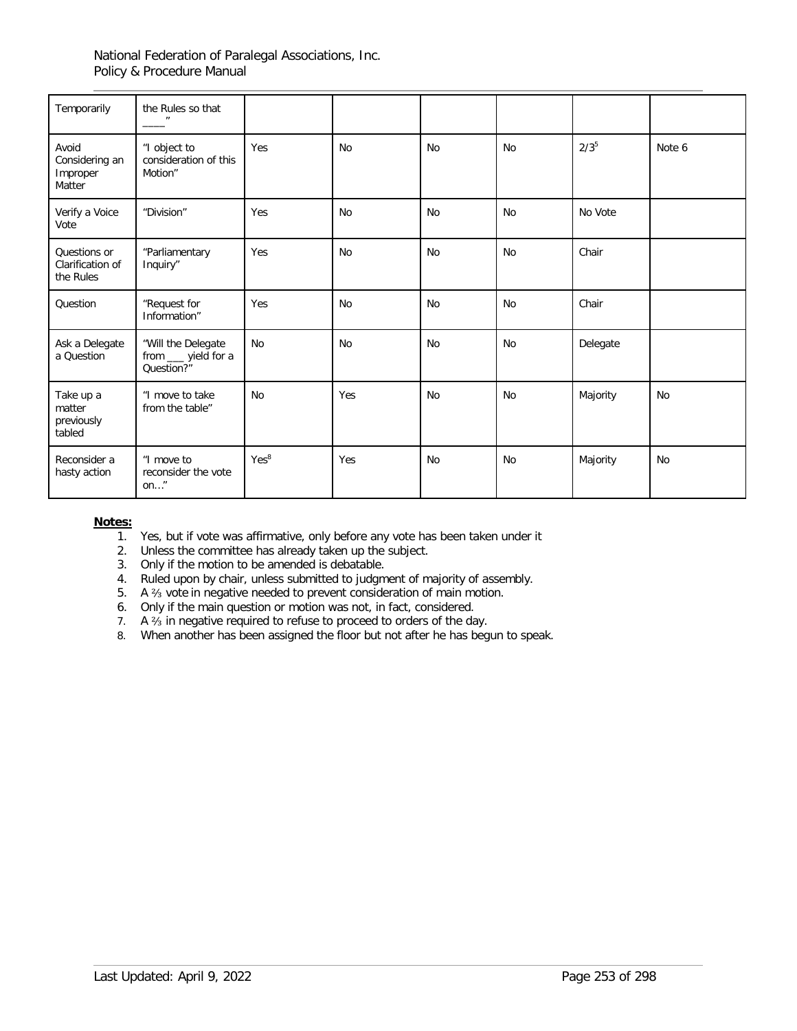| | | | | | | | |
|---|---|---|---|---|---|---|---|
| Temporarily | the Rules so that ____" | | | | | | |
| Avoid Considering an Improper Matter | "I object to consideration of this Motion" | Yes | No | No | No | 2/3[5] | Note 6 |
| Verify a Voice Vote | "Division" | Yes | No | No | No | No Vote | |
| Questions or Clarification of the Rules | "Parliamentary Inquiry" | Yes | No | No | No | Chair | |
| Question | "Request for Information" | Yes | No | No | No | Chair | |
| Ask a Delegate a Question | "Will the Delegate from ___ yield for a Question?" | No | No | No | No | Delegate | |
| Take up a matter previously tabled | "I move to take from the table" | No | Yes | No | No | Majority | No |
| Reconsider a hasty action | "I move to reconsider the vote on…" | Yes[8] | Yes | No | No | Majority | No |

**Notes:**

1. Yes, but if vote was affirmative, only before any vote has been taken under it
2. Unless the committee has already taken up the subject.
3. Only if the motion to be amended is debatable.
4. Ruled upon by chair, unless submitted to judgment of majority of assembly.
5. A ⅔ vote in negative needed to prevent consideration of main motion.
6. Only if the main question or motion was not, in fact, considered.
7. A ⅔ in negative required to refuse to proceed to orders of the day.
8. When another has been assigned the floor but not after he has begun to speak.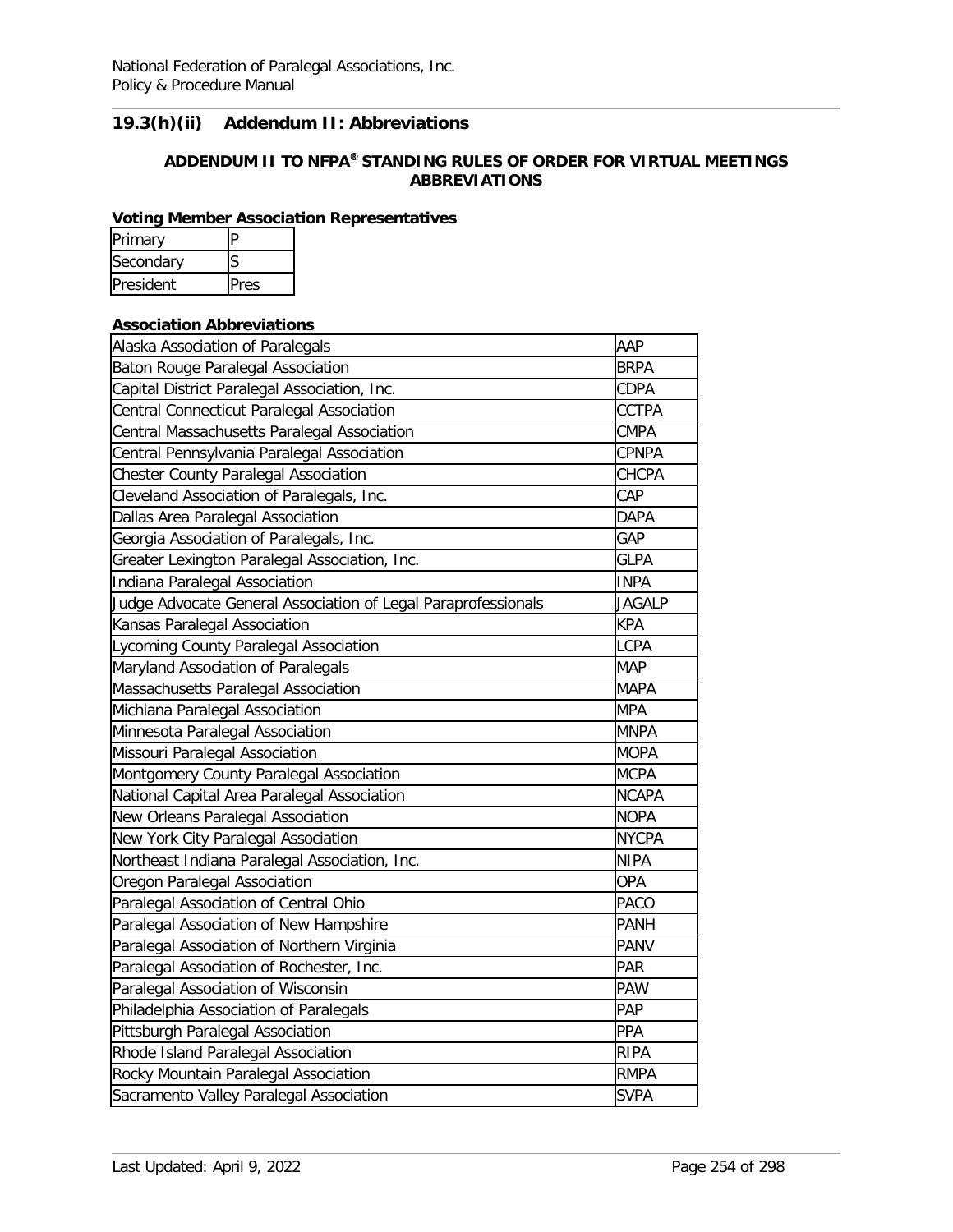## 19.3(h)(ii) Addendum II: Abbreviations

### ADDENDUM II TO NFPA® STANDING RULES OF ORDER FOR VIRTUAL MEETINGS ABBREVIATIONS

**Voting Member Association Representatives**

| | |
|---|---|
| Primary | P |
| Secondary | S |
| President | Pres |

**Association Abbreviations**

| | |
|---|---|
| Alaska Association of Paralegals | AAP |
| Baton Rouge Paralegal Association | BRPA |
| Capital District Paralegal Association, Inc. | CDPA |
| Central Connecticut Paralegal Association | CCTPA |
| Central Massachusetts Paralegal Association | CMPA |
| Central Pennsylvania Paralegal Association | CPNPA |
| Chester County Paralegal Association | CHCPA |
| Cleveland Association of Paralegals, Inc. | CAP |
| Dallas Area Paralegal Association | DAPA |
| Georgia Association of Paralegals, Inc. | GAP |
| Greater Lexington Paralegal Association, Inc. | GLPA |
| Indiana Paralegal Association | INPA |
| Judge Advocate General Association of Legal Paraprofessionals | JAGALP |
| Kansas Paralegal Association | KPA |
| Lycoming County Paralegal Association | LCPA |
| Maryland Association of Paralegals | MAP |
| Massachusetts Paralegal Association | MAPA |
| Michiana Paralegal Association | MPA |
| Minnesota Paralegal Association | MNPA |
| Missouri Paralegal Association | MOPA |
| Montgomery County Paralegal Association | MCPA |
| National Capital Area Paralegal Association | NCAPA |
| New Orleans Paralegal Association | NOPA |
| New York City Paralegal Association | NYCPA |
| Northeast Indiana Paralegal Association, Inc. | NIPA |
| Oregon Paralegal Association | OPA |
| Paralegal Association of Central Ohio | PACO |
| Paralegal Association of New Hampshire | PANH |
| Paralegal Association of Northern Virginia | PANV |
| Paralegal Association of Rochester, Inc. | PAR |
| Paralegal Association of Wisconsin | PAW |
| Philadelphia Association of Paralegals | PAP |
| Pittsburgh Paralegal Association | PPA |
| Rhode Island Paralegal Association | RIPA |
| Rocky Mountain Paralegal Association | RMPA |
| Sacramento Valley Paralegal Association | SVPA |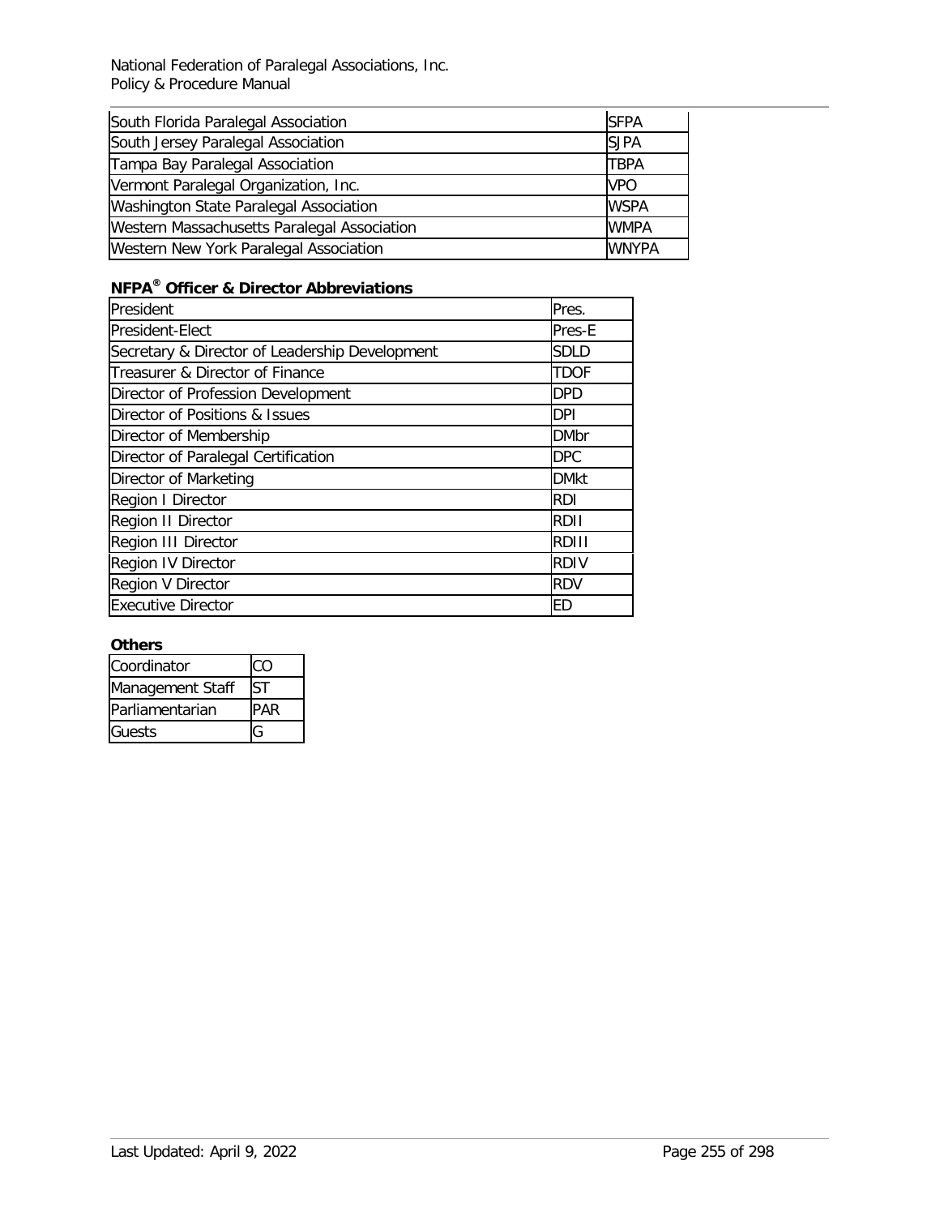| | |
|---|---|
| South Florida Paralegal Association | SFPA |
| South Jersey Paralegal Association | SJPA |
| Tampa Bay Paralegal Association | TBPA |
| Vermont Paralegal Organization, Inc. | VPO |
| Washington State Paralegal Association | WSPA |
| Western Massachusetts Paralegal Association | WMPA |
| Western New York Paralegal Association | WNYPA |

**NFPA® Officer & Director Abbreviations**

| | |
|---|---|
| President | Pres. |
| President-Elect | Pres-E |
| Secretary & Director of Leadership Development | SDLD |
| Treasurer & Director of Finance | TDOF |
| Director of Profession Development | DPD |
| Director of Positions & Issues | DPI |
| Director of Membership | DMbr |
| Director of Paralegal Certification | DPC |
| Director of Marketing | DMkt |
| Region I Director | RDI |
| Region II Director | RDII |
| Region III Director | RDIII |
| Region IV Director | RDIV |
| Region V Director | RDV |
| Executive Director | ED |

**Others**

| | |
|---|---|
| Coordinator | CO |
| Management Staff | ST |
| Parliamentarian | PAR |
| Guests | G |